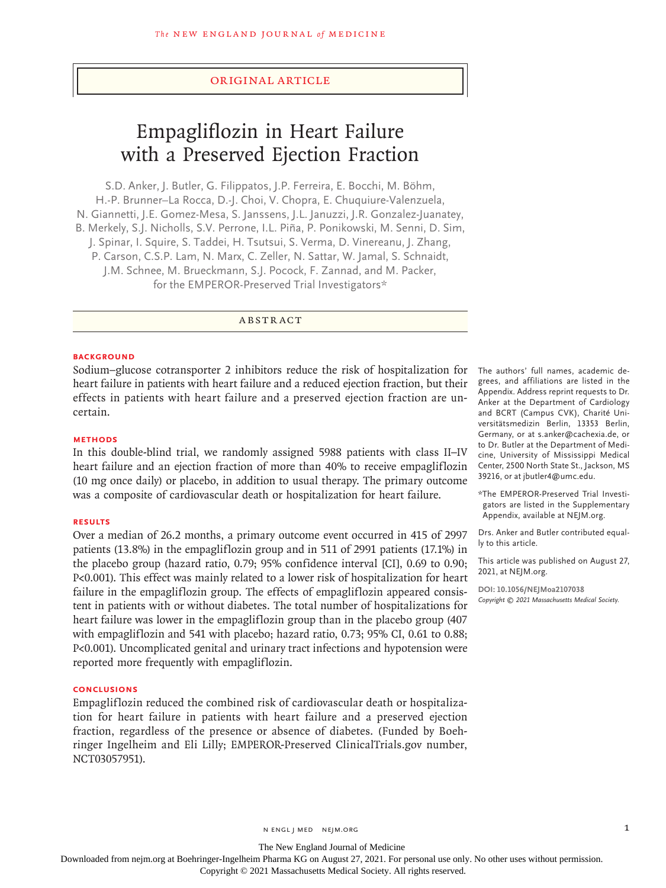Original Article

# Empagliflozin in Heart Failure with a Preserved Ejection Fraction

S.D. Anker, J. Butler, G. Filippatos, J.P. Ferreira, E. Bocchi, M. Böhm, H.-P. Brunner–La Rocca, D.-J. Choi, V. Chopra, E. Chuquiure-Valenzuela, N. Giannetti, J.E. Gomez-Mesa, S. Janssens, J.L. Januzzi, J.R. Gonzalez-Juanatey, B. Merkely, S.J. Nicholls, S.V. Perrone, I.L. Piña, P. Ponikowski, M. Senni, D. Sim, J. Spinar, I. Squire, S. Taddei, H. Tsutsui, S. Verma, D. Vinereanu, J. Zhang, P. Carson, C.S.P. Lam, N. Marx, C. Zeller, N. Sattar, W. Jamal, S. Schnaidt, J.M. Schnee, M. Brueckmann, S.J. Pocock, F. Zannad, and M. Packer, for the EMPEROR-Preserved Trial Investigators*

## Abstract

### Background

Sodium–glucose cotransporter 2 inhibitors reduce the risk of hospitalization for heart failure in patients with heart failure and a reduced ejection fraction, but their effects in patients with heart failure and a preserved ejection fraction are uncertain.

### Methods

In this double-blind trial, we randomly assigned 5988 patients with class II–IV heart failure and an ejection fraction of more than 40% to receive empagliflozin (10 mg once daily) or placebo, in addition to usual therapy. The primary outcome was a composite of cardiovascular death or hospitalization for heart failure.

### Results

Over a median of 26.2 months, a primary outcome event occurred in 415 of 2997 patients (13.8%) in the empagliflozin group and in 511 of 2991 patients (17.1%) in the placebo group (hazard ratio, 0.79; 95% confidence interval [CI], 0.69 to 0.90; P<0.001). This effect was mainly related to a lower risk of hospitalization for heart failure in the empagliflozin group. The effects of empagliflozin appeared consistent in patients with or without diabetes. The total number of hospitalizations for heart failure was lower in the empagliflozin group than in the placebo group (407 with empagliflozin and 541 with placebo; hazard ratio, 0.73; 95% CI, 0.61 to 0.88; P<0.001). Uncomplicated genital and urinary tract infections and hypotension were reported more frequently with empagliflozin.

### Conclusions

Empagliflozin reduced the combined risk of cardiovascular death or hospitalization for heart failure in patients with heart failure and a preserved ejection fraction, regardless of the presence or absence of diabetes. (Funded by Boehringer Ingelheim and Eli Lilly; EMPEROR-Preserved ClinicalTrials.gov number, NCT03057951).

The authors' full names, academic degrees, and affiliations are listed in the Appendix. Address reprint requests to Dr. Anker at the Department of Cardiology and BCRT (Campus CVK), Charité Universitätsmedizin Berlin, 13353 Berlin, Germany, or at s.anker@cachexia.de, or to Dr. Butler at the Department of Medicine, University of Mississippi Medical Center, 2500 North State St., Jackson, MS 39216, or at jbutler4@umc.edu.

*The EMPEROR-Preserved Trial Investigators are listed in the Supplementary Appendix, available at NEJM.org.

Drs. Anker and Butler contributed equally to this article.

This article was published on August 27, 2021, at NEJM.org.

**DOI: 10.1056/NEJMoa2107038**
*Copyright © 2021 Massachusetts Medical Society.*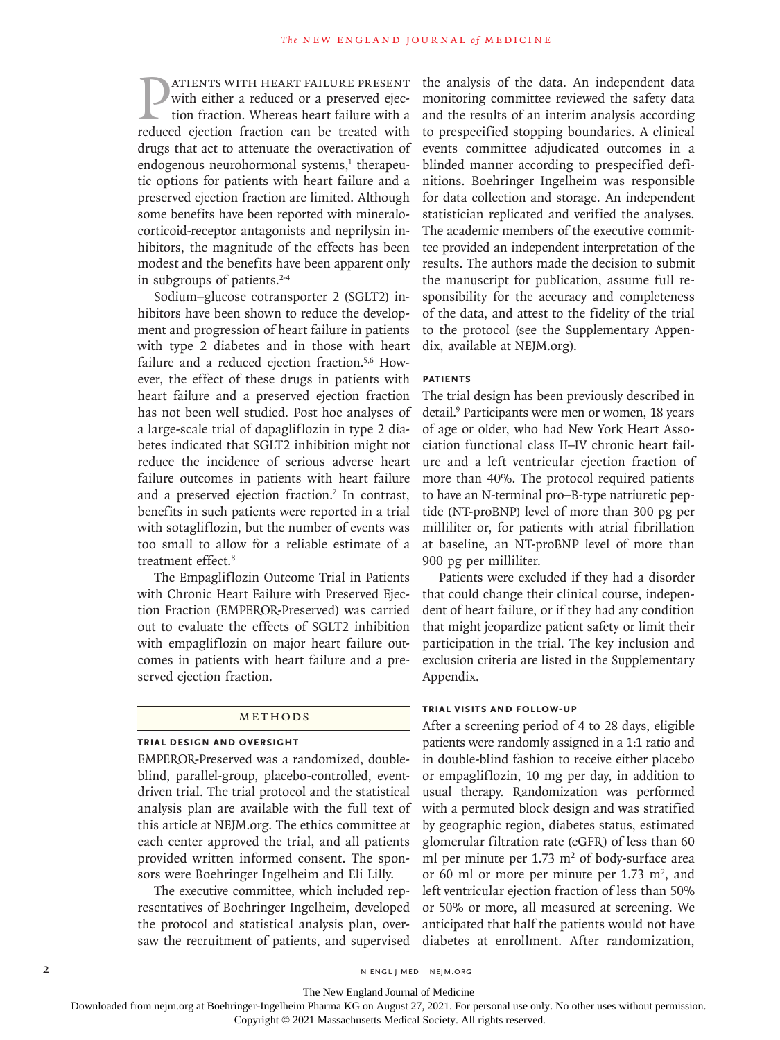Patients with heart failure present with either a reduced or a preserved ejection fraction. Whereas heart failure with a reduced ejection fraction can be treated with drugs that act to attenuate the overactivation of endogenous neurohormonal systems,[1] therapeutic options for patients with heart failure and a preserved ejection fraction are limited. Although some benefits have been reported with mineralocorticoid-receptor antagonists and neprilysin inhibitors, the magnitude of the effects has been modest and the benefits have been apparent only in subgroups of patients.[2-4]

Sodium–glucose cotransporter 2 (SGLT2) inhibitors have been shown to reduce the development and progression of heart failure in patients with type 2 diabetes and in those with heart failure and a reduced ejection fraction.[5,6] However, the effect of these drugs in patients with heart failure and a preserved ejection fraction has not been well studied. Post hoc analyses of a large-scale trial of dapagliflozin in type 2 diabetes indicated that SGLT2 inhibition might not reduce the incidence of serious adverse heart failure outcomes in patients with heart failure and a preserved ejection fraction.[7] In contrast, benefits in such patients were reported in a trial with sotagliflozin, but the number of events was too small to allow for a reliable estimate of a treatment effect.[8]

The Empagliflozin Outcome Trial in Patients with Chronic Heart Failure with Preserved Ejection Fraction (EMPEROR-Preserved) was carried out to evaluate the effects of SGLT2 inhibition with empagliflozin on major heart failure outcomes in patients with heart failure and a preserved ejection fraction.

## Methods

### Trial Design and Oversight

EMPEROR-Preserved was a randomized, double-blind, parallel-group, placebo-controlled, event-driven trial. The trial protocol and the statistical analysis plan are available with the full text of this article at NEJM.org. The ethics committee at each center approved the trial, and all patients provided written informed consent. The sponsors were Boehringer Ingelheim and Eli Lilly.

The executive committee, which included representatives of Boehringer Ingelheim, developed the protocol and statistical analysis plan, oversaw the recruitment of patients, and supervised the analysis of the data. An independent data monitoring committee reviewed the safety data and the results of an interim analysis according to prespecified stopping boundaries. A clinical events committee adjudicated outcomes in a blinded manner according to prespecified definitions. Boehringer Ingelheim was responsible for data collection and storage. An independent statistician replicated and verified the analyses. The academic members of the executive committee provided an independent interpretation of the results. The authors made the decision to submit the manuscript for publication, assume full responsibility for the accuracy and completeness of the data, and attest to the fidelity of the trial to the protocol (see the Supplementary Appendix, available at NEJM.org).

### Patients

The trial design has been previously described in detail.[9] Participants were men or women, 18 years of age or older, who had New York Heart Association functional class II–IV chronic heart failure and a left ventricular ejection fraction of more than 40%. The protocol required patients to have an N-terminal pro–B-type natriuretic peptide (NT-proBNP) level of more than 300 pg per milliliter or, for patients with atrial fibrillation at baseline, an NT-proBNP level of more than 900 pg per milliliter.

Patients were excluded if they had a disorder that could change their clinical course, independent of heart failure, or if they had any condition that might jeopardize patient safety or limit their participation in the trial. The key inclusion and exclusion criteria are listed in the Supplementary Appendix.

### Trial Visits and Follow-up

After a screening period of 4 to 28 days, eligible patients were randomly assigned in a 1:1 ratio and in double-blind fashion to receive either placebo or empagliflozin, 10 mg per day, in addition to usual therapy. Randomization was performed with a permuted block design and was stratified by geographic region, diabetes status, estimated glomerular filtration rate (eGFR) of less than 60 ml per minute per 1.73 $m^2$ of body-surface area or 60 ml or more per minute per 1.73 $m^2$, and left ventricular ejection fraction of less than 50% or 50% or more, all measured at screening. We anticipated that half the patients would not have diabetes at enrollment. After randomization,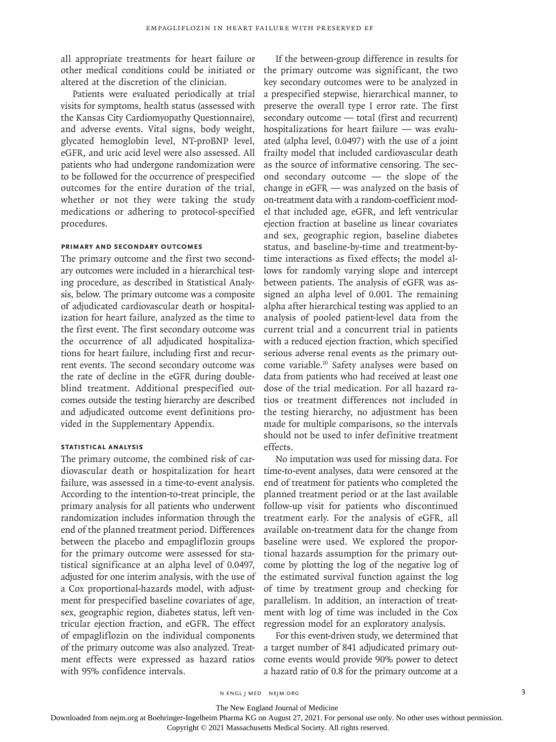all appropriate treatments for heart failure or other medical conditions could be initiated or altered at the discretion of the clinician.

Patients were evaluated periodically at trial visits for symptoms, health status (assessed with the Kansas City Cardiomyopathy Questionnaire), and adverse events. Vital signs, body weight, glycated hemoglobin level, NT-proBNP level, eGFR, and uric acid level were also assessed. All patients who had undergone randomization were to be followed for the occurrence of prespecified outcomes for the entire duration of the trial, whether or not they were taking the study medications or adhering to protocol-specified procedures.

### Primary and Secondary Outcomes

The primary outcome and the first two secondary outcomes were included in a hierarchical testing procedure, as described in Statistical Analysis, below. The primary outcome was a composite of adjudicated cardiovascular death or hospitalization for heart failure, analyzed as the time to the first event. The first secondary outcome was the occurrence of all adjudicated hospitalizations for heart failure, including first and recurrent events. The second secondary outcome was the rate of decline in the eGFR during double-blind treatment. Additional prespecified outcomes outside the testing hierarchy are described and adjudicated outcome event definitions provided in the Supplementary Appendix.

### Statistical Analysis

The primary outcome, the combined risk of cardiovascular death or hospitalization for heart failure, was assessed in a time-to-event analysis. According to the intention-to-treat principle, the primary analysis for all patients who underwent randomization includes information through the end of the planned treatment period. Differences between the placebo and empagliflozin groups for the primary outcome were assessed for statistical significance at an alpha level of 0.0497, adjusted for one interim analysis, with the use of a Cox proportional-hazards model, with adjustment for prespecified baseline covariates of age, sex, geographic region, diabetes status, left ventricular ejection fraction, and eGFR. The effect of empagliflozin on the individual components of the primary outcome was also analyzed. Treatment effects were expressed as hazard ratios with 95% confidence intervals.

If the between-group difference in results for the primary outcome was significant, the two key secondary outcomes were to be analyzed in a prespecified stepwise, hierarchical manner, to preserve the overall type I error rate. The first secondary outcome — total (first and recurrent) hospitalizations for heart failure — was evaluated (alpha level, 0.0497) with the use of a joint frailty model that included cardiovascular death as the source of informative censoring. The second secondary outcome — the slope of the change in eGFR — was analyzed on the basis of on-treatment data with a random-coefficient model that included age, eGFR, and left ventricular ejection fraction at baseline as linear covariates and sex, geographic region, baseline diabetes status, and baseline-by-time and treatment-by-time interactions as fixed effects; the model allows for randomly varying slope and intercept between patients. The analysis of eGFR was assigned an alpha level of 0.001. The remaining alpha after hierarchical testing was applied to an analysis of pooled patient-level data from the current trial and a concurrent trial in patients with a reduced ejection fraction, which specified serious adverse renal events as the primary outcome variable.[10] Safety analyses were based on data from patients who had received at least one dose of the trial medication. For all hazard ratios or treatment differences not included in the testing hierarchy, no adjustment has been made for multiple comparisons, so the intervals should not be used to infer definitive treatment effects.

No imputation was used for missing data. For time-to-event analyses, data were censored at the end of treatment for patients who completed the planned treatment period or at the last available follow-up visit for patients who discontinued treatment early. For the analysis of eGFR, all available on-treatment data for the change from baseline were used. We explored the proportional hazards assumption for the primary outcome by plotting the log of the negative log of the estimated survival function against the log of time by treatment group and checking for parallelism. In addition, an interaction of treatment with log of time was included in the Cox regression model for an exploratory analysis.

For this event-driven study, we determined that a target number of 841 adjudicated primary outcome events would provide 90% power to detect a hazard ratio of 0.8 for the primary outcome at a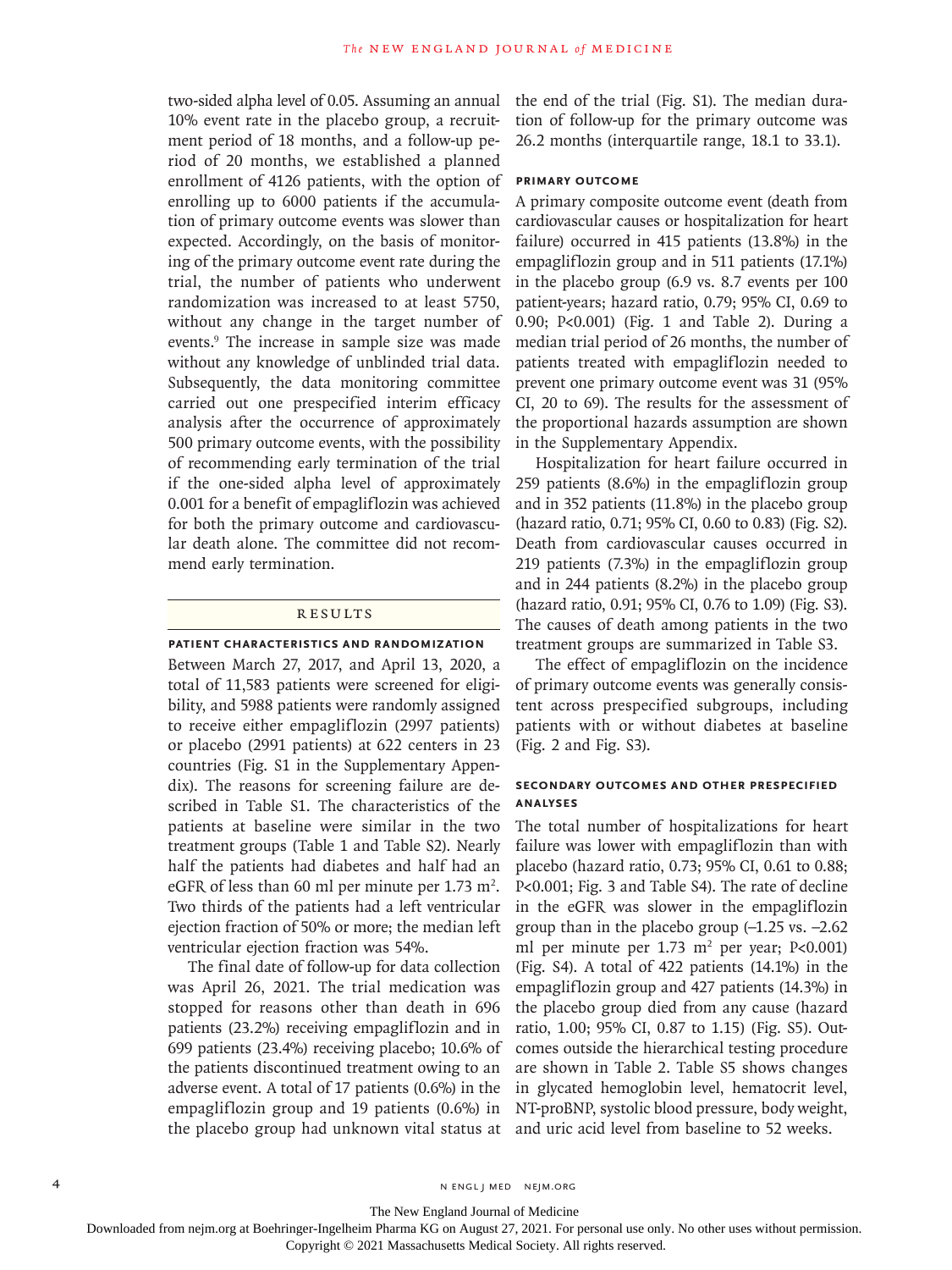two-sided alpha level of 0.05. Assuming an annual 10% event rate in the placebo group, a recruitment period of 18 months, and a follow-up period of 20 months, we established a planned enrollment of 4126 patients, with the option of enrolling up to 6000 patients if the accumulation of primary outcome events was slower than expected. Accordingly, on the basis of monitoring of the primary outcome event rate during the trial, the number of patients who underwent randomization was increased to at least 5750, without any change in the target number of events.[9] The increase in sample size was made without any knowledge of unblinded trial data. Subsequently, the data monitoring committee carried out one prespecified interim efficacy analysis after the occurrence of approximately 500 primary outcome events, with the possibility of recommending early termination of the trial if the one-sided alpha level of approximately 0.001 for a benefit of empagliflozin was achieved for both the primary outcome and cardiovascular death alone. The committee did not recommend early termination.

## RESULTS

### PATIENT CHARACTERISTICS AND RANDOMIZATION

Between March 27, 2017, and April 13, 2020, a total of 11,583 patients were screened for eligibility, and 5988 patients were randomly assigned to receive either empagliflozin (2997 patients) or placebo (2991 patients) at 622 centers in 23 countries (Fig. S1 in the Supplementary Appendix). The reasons for screening failure are described in Table S1. The characteristics of the patients at baseline were similar in the two treatment groups (Table 1 and Table S2). Nearly half the patients had diabetes and half had an eGFR of less than 60 ml per minute per 1.73 $m^2$. Two thirds of the patients had a left ventricular ejection fraction of 50% or more; the median left ventricular ejection fraction was 54%.

The final date of follow-up for data collection was April 26, 2021. The trial medication was stopped for reasons other than death in 696 patients (23.2%) receiving empagliflozin and in 699 patients (23.4%) receiving placebo; 10.6% of the patients discontinued treatment owing to an adverse event. A total of 17 patients (0.6%) in the empagliflozin group and 19 patients (0.6%) in the placebo group had unknown vital status at the end of the trial (Fig. S1). The median duration of follow-up for the primary outcome was 26.2 months (interquartile range, 18.1 to 33.1).

### PRIMARY OUTCOME

A primary composite outcome event (death from cardiovascular causes or hospitalization for heart failure) occurred in 415 patients (13.8%) in the empagliflozin group and in 511 patients (17.1%) in the placebo group (6.9 vs. 8.7 events per 100 patient-years; hazard ratio, 0.79; 95% CI, 0.69 to 0.90; $P<0.001$) (Fig. 1 and Table 2). During a median trial period of 26 months, the number of patients treated with empagliflozin needed to prevent one primary outcome event was 31 (95% CI, 20 to 69). The results for the assessment of the proportional hazards assumption are shown in the Supplementary Appendix.

Hospitalization for heart failure occurred in 259 patients (8.6%) in the empagliflozin group and in 352 patients (11.8%) in the placebo group (hazard ratio, 0.71; 95% CI, 0.60 to 0.83) (Fig. S2). Death from cardiovascular causes occurred in 219 patients (7.3%) in the empagliflozin group and in 244 patients (8.2%) in the placebo group (hazard ratio, 0.91; 95% CI, 0.76 to 1.09) (Fig. S3). The causes of death among patients in the two treatment groups are summarized in Table S3.

The effect of empagliflozin on the incidence of primary outcome events was generally consistent across prespecified subgroups, including patients with or without diabetes at baseline (Fig. 2 and Fig. S3).

### SECONDARY OUTCOMES AND OTHER PRESPECIFIED ANALYSES

The total number of hospitalizations for heart failure was lower with empagliflozin than with placebo (hazard ratio, 0.73; 95% CI, 0.61 to 0.88; $P<0.001$; Fig. 3 and Table S4). The rate of decline in the eGFR was slower in the empagliflozin group than in the placebo group (–1.25 vs. –2.62 ml per minute per 1.73 $m^2$ per year; $P<0.001$) (Fig. S4). A total of 422 patients (14.1%) in the empagliflozin group and 427 patients (14.3%) in the placebo group died from any cause (hazard ratio, 1.00; 95% CI, 0.87 to 1.15) (Fig. S5). Outcomes outside the hierarchical testing procedure are shown in Table 2. Table S5 shows changes in glycated hemoglobin level, hematocrit level, NT-proBNP, systolic blood pressure, body weight, and uric acid level from baseline to 52 weeks.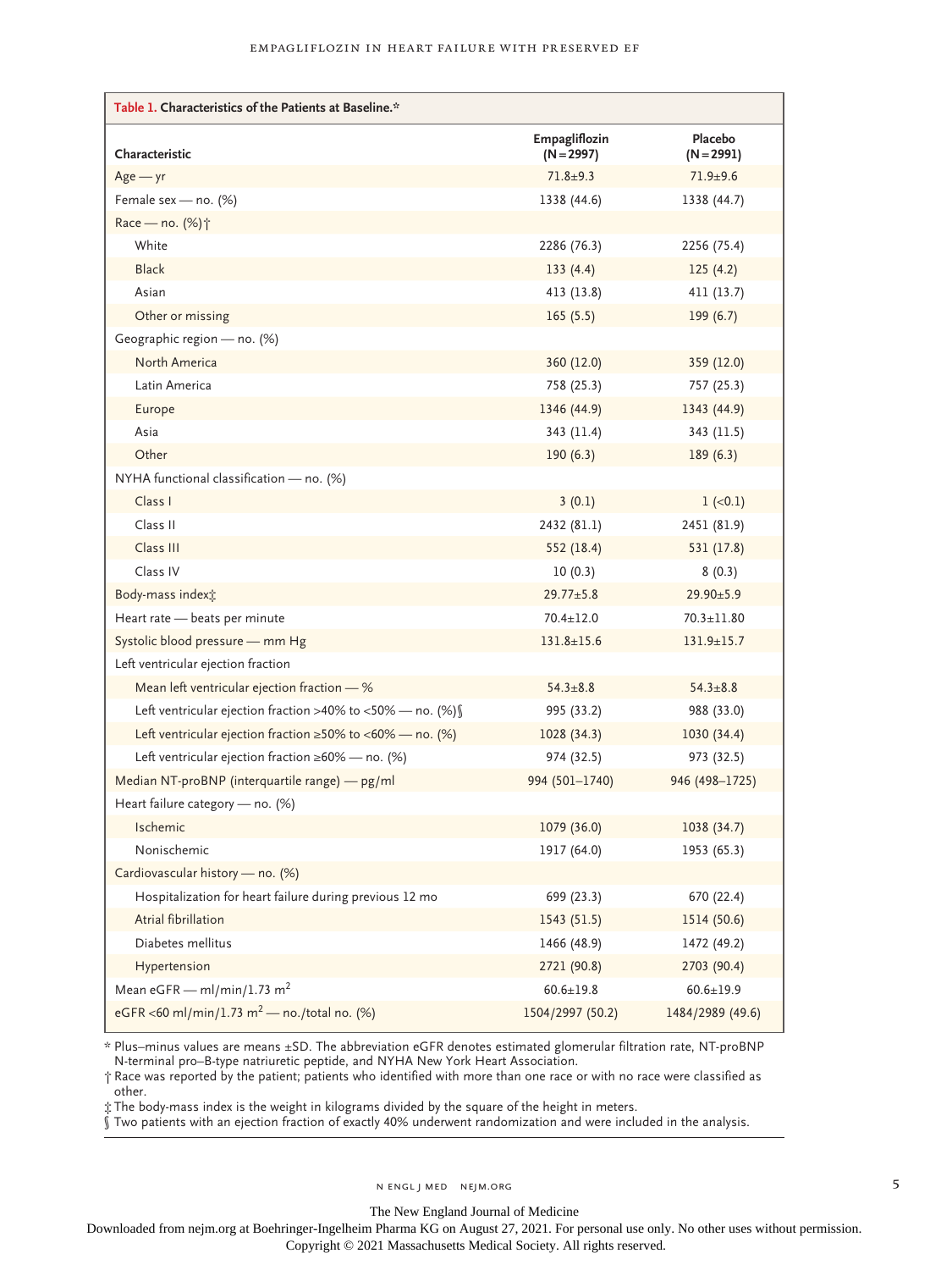**Table 1. Characteristics of the Patients at Baseline.***

| Characteristic | Empagliflozin (N=2997) | Placebo (N=2991) |
|---|---|---|
| Age — yr | 71.8±9.3 | 71.9±9.6 |
| Female sex — no. (%) | 1338 (44.6) | 1338 (44.7) |
| Race — no. (%)† | | |
| White | 2286 (76.3) | 2256 (75.4) |
| Black | 133 (4.4) | 125 (4.2) |
| Asian | 413 (13.8) | 411 (13.7) |
| Other or missing | 165 (5.5) | 199 (6.7) |
| Geographic region — no. (%) | | |
| North America | 360 (12.0) | 359 (12.0) |
| Latin America | 758 (25.3) | 757 (25.3) |
| Europe | 1346 (44.9) | 1343 (44.9) |
| Asia | 343 (11.4) | 343 (11.5) |
| Other | 190 (6.3) | 189 (6.3) |
| NYHA functional classification — no. (%) | | |
| Class I | 3 (0.1) | 1 (<0.1) |
| Class II | 2432 (81.1) | 2451 (81.9) |
| Class III | 552 (18.4) | 531 (17.8) |
| Class IV | 10 (0.3) | 8 (0.3) |
| Body-mass index‡ | 29.77±5.8 | 29.90±5.9 |
| Heart rate — beats per minute | 70.4±12.0 | 70.3±11.80 |
| Systolic blood pressure — mm Hg | 131.8±15.6 | 131.9±15.7 |
| Left ventricular ejection fraction | | |
| Mean left ventricular ejection fraction — % | 54.3±8.8 | 54.3±8.8 |
| Left ventricular ejection fraction >40% to <50% — no. (%)§ | 995 (33.2) | 988 (33.0) |
| Left ventricular ejection fraction ≥50% to <60% — no. (%) | 1028 (34.3) | 1030 (34.4) |
| Left ventricular ejection fraction ≥60% — no. (%) | 974 (32.5) | 973 (32.5) |
| Median NT-proBNP (interquartile range) — pg/ml | 994 (501–1740) | 946 (498–1725) |
| Heart failure category — no. (%) | | |
| Ischemic | 1079 (36.0) | 1038 (34.7) |
| Nonischemic | 1917 (64.0) | 1953 (65.3) |
| Cardiovascular history — no. (%) | | |
| Hospitalization for heart failure during previous 12 mo | 699 (23.3) | 670 (22.4) |
| Atrial fibrillation | 1543 (51.5) | 1514 (50.6) |
| Diabetes mellitus | 1466 (48.9) | 1472 (49.2) |
| Hypertension | 2721 (90.8) | 2703 (90.4) |
| Mean eGFR — ml/min/1.73 $m^2$ | 60.6±19.8 | 60.6±19.9 |
| eGFR <60 ml/min/1.73 $m^2$ — no./total no. (%) | 1504/2997 (50.2) | 1484/2989 (49.6) |

\* Plus–minus values are means ±SD. The abbreviation eGFR denotes estimated glomerular filtration rate, NT-proBNP N-terminal pro–B-type natriuretic peptide, and NYHA New York Heart Association.

† Race was reported by the patient; patients who identified with more than one race or with no race were classified as other.

‡ The body-mass index is the weight in kilograms divided by the square of the height in meters.

§ Two patients with an ejection fraction of exactly 40% underwent randomization and were included in the analysis.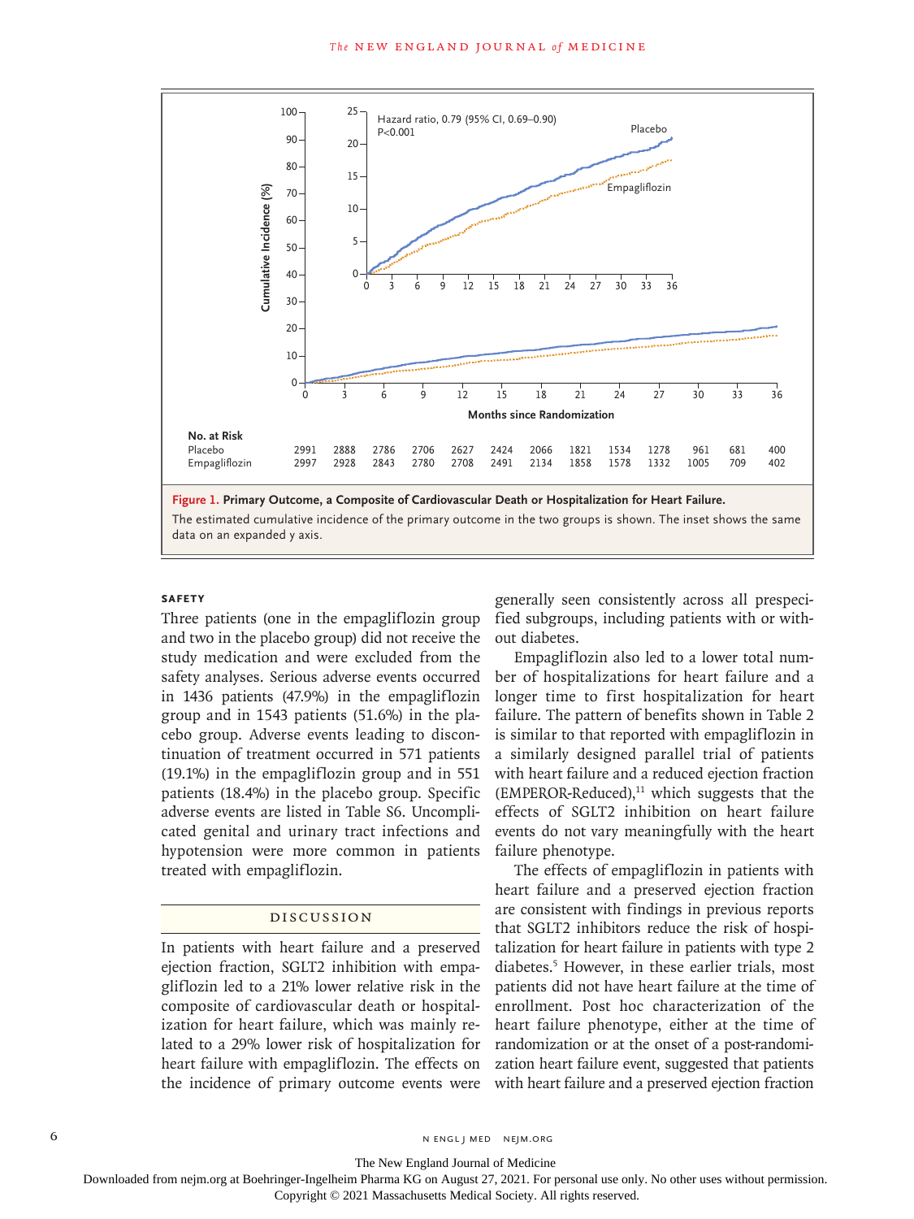Hazard ratio, 0.79 (95% CI, 0.69–0.90)
P<0.001

| No. at Risk | 0 | 3 | 6 | 9 | 12 | 15 | 18 | 21 | 24 | 27 | 30 | 33 | 36 |
|---|---|---|---|---|---|---|---|---|---|---|---|---|---|
| Placebo | 2991 | 2888 | 2786 | 2706 | 2627 | 2424 | 2066 | 1821 | 1534 | 1278 | 961 | 681 | 400 |
| Empagliflozin | 2997 | 2928 | 2843 | 2780 | 2708 | 2491 | 2134 | 1858 | 1578 | 1332 | 1005 | 709 | 402 |

**Figure 1. Primary Outcome, a Composite of Cardiovascular Death or Hospitalization for Heart Failure.**

The estimated cumulative incidence of the primary outcome in the two groups is shown. The inset shows the same data on an expanded y axis.

### SAFETY

Three patients (one in the empagliflozin group and two in the placebo group) did not receive the study medication and were excluded from the safety analyses. Serious adverse events occurred in 1436 patients (47.9%) in the empagliflozin group and in 1543 patients (51.6%) in the placebo group. Adverse events leading to discontinuation of treatment occurred in 571 patients (19.1%) in the empagliflozin group and in 551 patients (18.4%) in the placebo group. Specific adverse events are listed in Table S6. Uncomplicated genital and urinary tract infections and hypotension were more common in patients treated with empagliflozin.

## DISCUSSION

In patients with heart failure and a preserved ejection fraction, SGLT2 inhibition with empagliflozin led to a 21% lower relative risk in the composite of cardiovascular death or hospitalization for heart failure, which was mainly related to a 29% lower risk of hospitalization for heart failure with empagliflozin. The effects on the incidence of primary outcome events were generally seen consistently across all prespecified subgroups, including patients with or without diabetes.

Empagliflozin also led to a lower total number of hospitalizations for heart failure and a longer time to first hospitalization for heart failure. The pattern of benefits shown in Table 2 is similar to that reported with empagliflozin in a similarly designed parallel trial of patients with heart failure and a reduced ejection fraction (EMPEROR-Reduced),[11] which suggests that the effects of SGLT2 inhibition on heart failure events do not vary meaningfully with the heart failure phenotype.

The effects of empagliflozin in patients with heart failure and a preserved ejection fraction are consistent with findings in previous reports that SGLT2 inhibitors reduce the risk of hospitalization for heart failure in patients with type 2 diabetes.[5] However, in these earlier trials, most patients did not have heart failure at the time of enrollment. Post hoc characterization of the heart failure phenotype, either at the time of randomization or at the onset of a post-randomization heart failure event, suggested that patients with heart failure and a preserved ejection fraction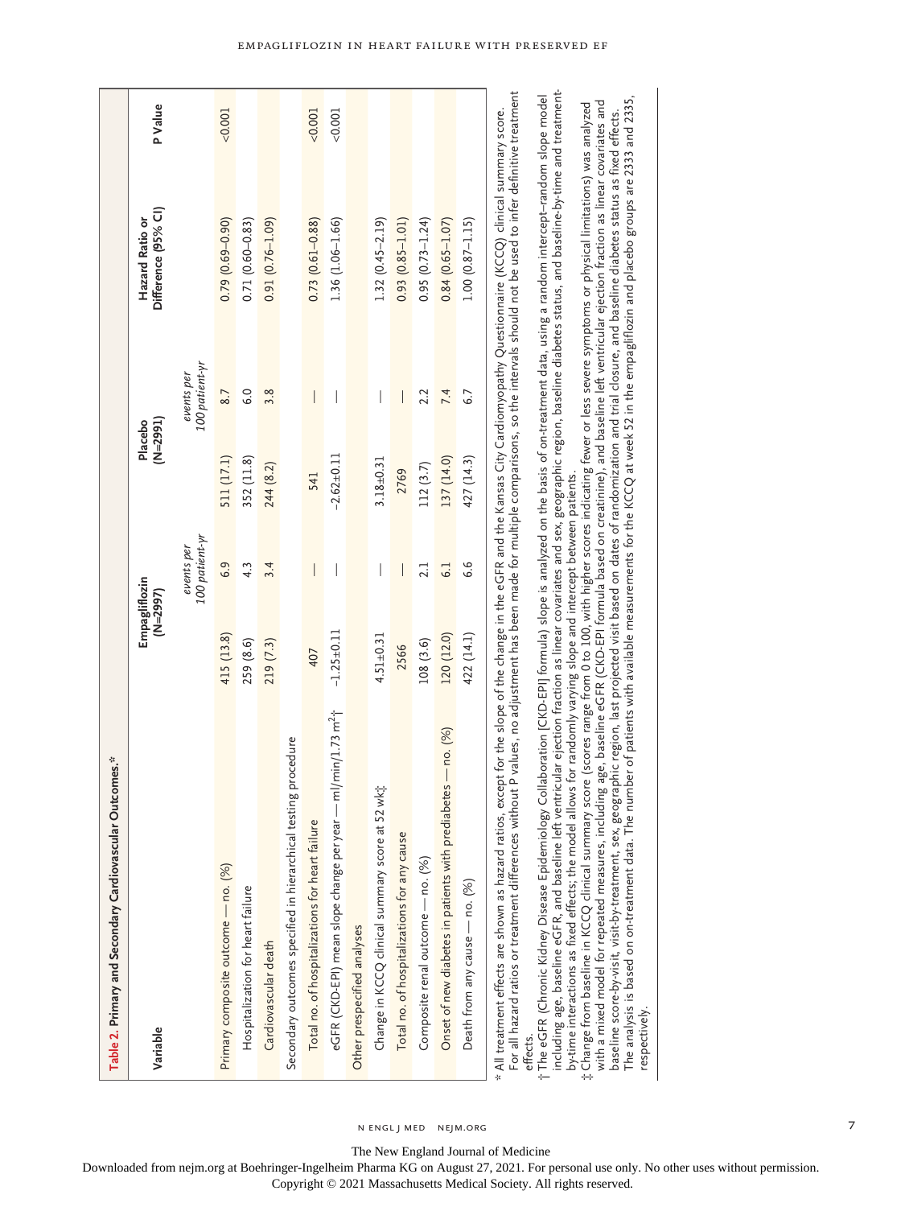**Table 2. Primary and Secondary Cardiovascular Outcomes.***

| Variable | Empagliflozin (N=2997) | | Placebo (N=2991) | | Hazard Ratio or Difference (95% CI) | P Value |
|---|---|---|---|---|---|---|
| | | *events per 100 patient-yr* | | *events per 100 patient-yr* | | |
| Primary composite outcome — no. (%) | 415 (13.8) | 6.9 | 511 (17.1) | 8.7 | 0.79 (0.69–0.90) | <0.001 |
| Hospitalization for heart failure | 259 (8.6) | 4.3 | 352 (11.8) | 6.0 | 0.71 (0.60–0.83) | |
| Cardiovascular death | 219 (7.3) | 3.4 | 244 (8.2) | 3.8 | 0.91 (0.76–1.09) | |
| Secondary outcomes specified in hierarchical testing procedure | | | | | | |
| Total no. of hospitalizations for heart failure | 407 | — | 541 | — | 0.73 (0.61–0.88) | <0.001 |
| eGFR (CKD-EPI) mean slope change per year — ml/min/1.73 m²† | −1.25±0.11 | — | −2.62±0.11 | — | 1.36 (1.06–1.66) | <0.001 |
| Other prespecified analyses | | | | | | |
| Change in KCCQ clinical summary score at 52 wk‡ | 4.51±0.31 | — | 3.18±0.31 | — | 1.32 (0.45–2.19) | |
| Total no. of hospitalizations for any cause | 2566 | — | 2769 | — | 0.93 (0.85–1.01) | |
| Composite renal outcome — no. (%) | 108 (3.6) | 2.1 | 112 (3.7) | 2.2 | 0.95 (0.73–1.24) | |
| Onset of new diabetes in patients with prediabetes — no. (%) | 120 (12.0) | 6.1 | 137 (14.0) | 7.4 | 0.84 (0.65–1.07) | |
| Death from any cause — no. (%) | 422 (14.1) | 6.6 | 427 (14.3) | 6.7 | 1.00 (0.87–1.15) | |

\* All treatment effects are shown as hazard ratios, except for the slope of the change in the eGFR and the Kansas City Cardiomyopathy Questionnaire (KCCQ) clinical summary score. For all hazard ratios or treatment differences without P values, no adjustment has been made for multiple comparisons, so the intervals should not be used to infer definitive treatment effects.

† The eGFR (Chronic Kidney Disease Epidemiology Collaboration [CKD-EPI] formula) slope is analyzed on the basis of on-treatment data, using a random intercept–random slope model including age, baseline eGFR, and baseline left ventricular ejection fraction as linear covariates and sex, geographic region, baseline diabetes status, and baseline-by-time and treatment-by-time interactions as fixed effects; the model allows for randomly varying slope and intercept between patients.

‡ Change from baseline in KCCQ clinical summary score (scores range from 0 to 100, with higher scores indicating fewer or less severe symptoms or physical limitations) was analyzed with a mixed model for repeated measures, including age, baseline eGFR (CKD-EPI formula based on creatinine), and baseline left ventricular ejection fraction as linear covariates and baseline score-by-visit, visit-by-treatment, sex, geographic region, last projected visit based on dates of randomization and trial closure, and baseline diabetes status as fixed effects. The analysis is based on on-treatment data. The number of patients with available measurements for the KCCQ at week 52 in the empagliflozin and placebo groups are 2333 and 2335, respectively.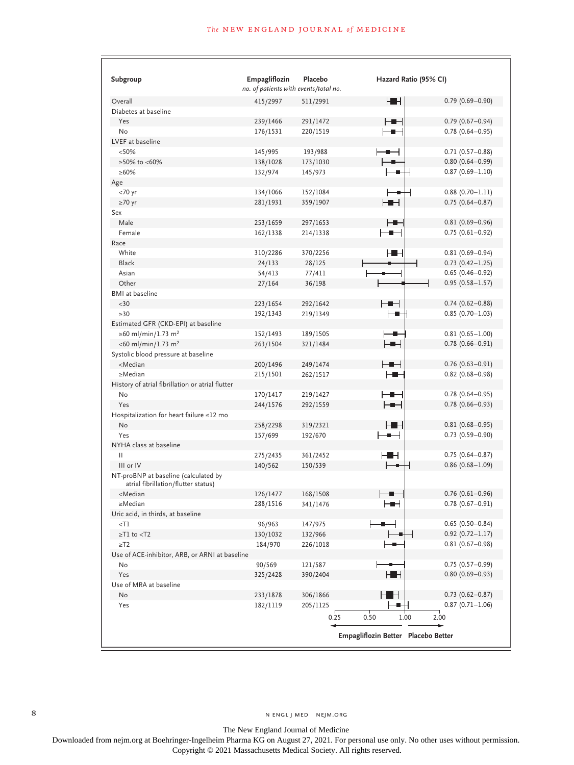| Subgroup | Empagliflozin | Placebo | Hazard Ratio (95% CI) |
|---|---|---|---|
| | *no. of patients with events/total no.* | | |
| Overall | 415/2997 | 511/2991 | 0.79 (0.69–0.90) |
| Diabetes at baseline | | | |
| Yes | 239/1466 | 291/1472 | 0.79 (0.67–0.94) |
| No | 176/1531 | 220/1519 | 0.78 (0.64–0.95) |
| LVEF at baseline | | | |
| <50% | 145/995 | 193/988 | 0.71 (0.57–0.88) |
| ≥50% to <60% | 138/1028 | 173/1030 | 0.80 (0.64–0.99) |
| ≥60% | 132/974 | 145/973 | 0.87 (0.69–1.10) |
| Age | | | |
| <70 yr | 134/1066 | 152/1084 | 0.88 (0.70–1.11) |
| ≥70 yr | 281/1931 | 359/1907 | 0.75 (0.64–0.87) |
| Sex | | | |
| Male | 253/1659 | 297/1653 | 0.81 (0.69–0.96) |
| Female | 162/1338 | 214/1338 | 0.75 (0.61–0.92) |
| Race | | | |
| White | 310/2286 | 370/2256 | 0.81 (0.69–0.94) |
| Black | 24/133 | 28/125 | 0.73 (0.42–1.25) |
| Asian | 54/413 | 77/411 | 0.65 (0.46–0.92) |
| Other | 27/164 | 36/198 | 0.95 (0.58–1.57) |
| BMI at baseline | | | |
| <30 | 223/1654 | 292/1642 | 0.74 (0.62–0.88) |
| ≥30 | 192/1343 | 219/1349 | 0.85 (0.70–1.03) |
| Estimated GFR (CKD-EPI) at baseline | | | |
| ≥60 ml/min/1.73 m$^2$ | 152/1493 | 189/1505 | 0.81 (0.65–1.00) |
| <60 ml/min/1.73 m$^2$ | 263/1504 | 321/1484 | 0.78 (0.66–0.91) |
| Systolic blood pressure at baseline | | | |
| <Median | 200/1496 | 249/1474 | 0.76 (0.63–0.91) |
| ≥Median | 215/1501 | 262/1517 | 0.82 (0.68–0.98) |
| History of atrial fibrillation or atrial flutter | | | |
| No | 170/1417 | 219/1427 | 0.78 (0.64–0.95) |
| Yes | 244/1576 | 292/1559 | 0.78 (0.66–0.93) |
| Hospitalization for heart failure ≤12 mo | | | |
| No | 258/2298 | 319/2321 | 0.81 (0.68–0.95) |
| Yes | 157/699 | 192/670 | 0.73 (0.59–0.90) |
| NYHA class at baseline | | | |
| II | 275/2435 | 361/2452 | 0.75 (0.64–0.87) |
| III or IV | 140/562 | 150/539 | 0.86 (0.68–1.09) |
| NT-proBNP at baseline (calculated by atrial fibrillation/flutter status) | | | |
| <Median | 126/1477 | 168/1508 | 0.76 (0.61–0.96) |
| ≥Median | 288/1516 | 341/1476 | 0.78 (0.67–0.91) |
| Uric acid, in thirds, at baseline | | | |
| <T1 | 96/963 | 147/975 | 0.65 (0.50–0.84) |
| ≥T1 to <T2 | 130/1032 | 132/966 | 0.92 (0.72–1.17) |
| ≥T2 | 184/970 | 226/1018 | 0.81 (0.67–0.98) |
| Use of ACE-inhibitor, ARB, or ARNI at baseline | | | |
| No | 90/569 | 121/587 | 0.75 (0.57–0.99) |
| Yes | 325/2428 | 390/2404 | 0.80 (0.69–0.93) |
| Use of MRA at baseline | | | |
| No | 233/1878 | 306/1866 | 0.73 (0.62–0.87) |
| Yes | 182/1119 | 205/1125 | 0.87 (0.71–1.06) |

0.25 0.50 1.00 2.00

Empagliflozin Better — Placebo Better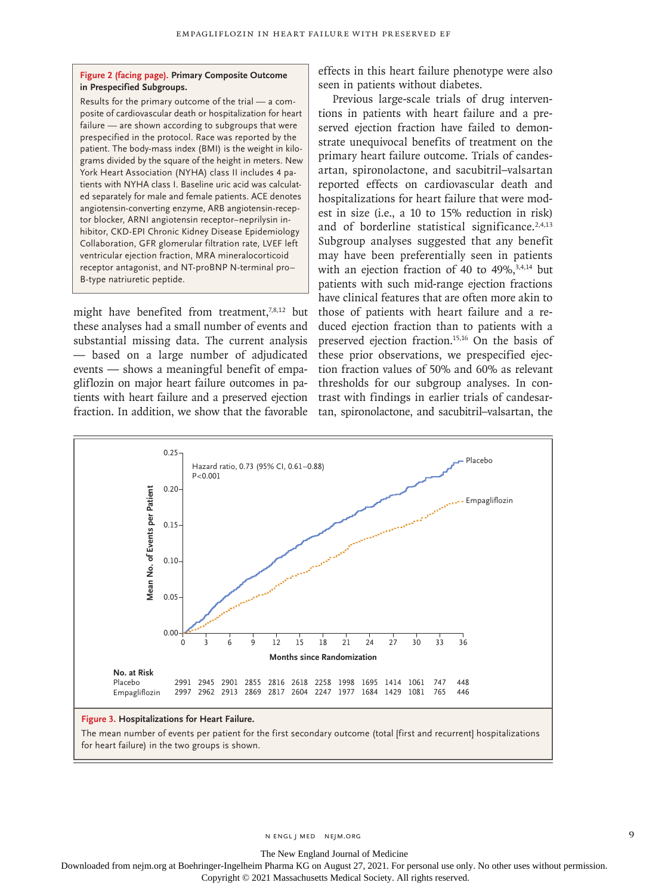**Figure 2 (facing page). Primary Composite Outcome in Prespecified Subgroups.**

Results for the primary outcome of the trial — a composite of cardiovascular death or hospitalization for heart failure — are shown according to subgroups that were prespecified in the protocol. Race was reported by the patient. The body-mass index (BMI) is the weight in kilograms divided by the square of the height in meters. New York Heart Association (NYHA) class II includes 4 patients with NYHA class I. Baseline uric acid was calculated separately for male and female patients. ACE denotes angiotensin-converting enzyme, ARB angiotensin-receptor blocker, ARNI angiotensin receptor–neprilysin inhibitor, CKD-EPI Chronic Kidney Disease Epidemiology Collaboration, GFR glomerular filtration rate, LVEF left ventricular ejection fraction, MRA mineralocorticoid receptor antagonist, and NT-proBNP N-terminal pro–B-type natriuretic peptide.

might have benefited from treatment,[7,8,12] but these analyses had a small number of events and substantial missing data. The current analysis — based on a large number of adjudicated events — shows a meaningful benefit of empagliflozin on major heart failure outcomes in patients with heart failure and a preserved ejection fraction. In addition, we show that the favorable effects in this heart failure phenotype were also seen in patients without diabetes.

Previous large-scale trials of drug interventions in patients with heart failure and a preserved ejection fraction have failed to demonstrate unequivocal benefits of treatment on the primary heart failure outcome. Trials of candesartan, spironolactone, and sacubitril–valsartan reported effects on cardiovascular death and hospitalizations for heart failure that were modest in size (i.e., a 10 to 15% reduction in risk) and of borderline statistical significance.[2,4,13] Subgroup analyses suggested that any benefit may have been preferentially seen in patients with an ejection fraction of 40 to 49%,[3,4,14] but patients with such mid-range ejection fractions have clinical features that are often more akin to those of patients with heart failure and a reduced ejection fraction than to patients with a preserved ejection fraction.[15,16] On the basis of these prior observations, we prespecified ejection fraction values of 50% and 60% as relevant thresholds for our subgroup analyses. In contrast with findings in earlier trials of candesartan, spironolactone, and sacubitril–valsartan, the

Hazard ratio, 0.73 (95% CI, 0.61–0.88)
P<0.001

No. at Risk

| Months since Randomization | 0 | 3 | 6 | 9 | 12 | 15 | 18 | 21 | 24 | 27 | 30 | 33 | 36 |
|---|---|---|---|---|---|---|---|---|---|---|---|---|---|
| Placebo | 2991 | 2945 | 2901 | 2855 | 2816 | 2618 | 2258 | 1998 | 1695 | 1414 | 1061 | 747 | 448 |
| Empagliflozin | 2997 | 2962 | 2913 | 2869 | 2817 | 2604 | 2247 | 1977 | 1684 | 1429 | 1081 | 765 | 446 |

**Figure 3. Hospitalizations for Heart Failure.**

The mean number of events per patient for the first secondary outcome (total [first and recurrent] hospitalizations for heart failure) in the two groups is shown.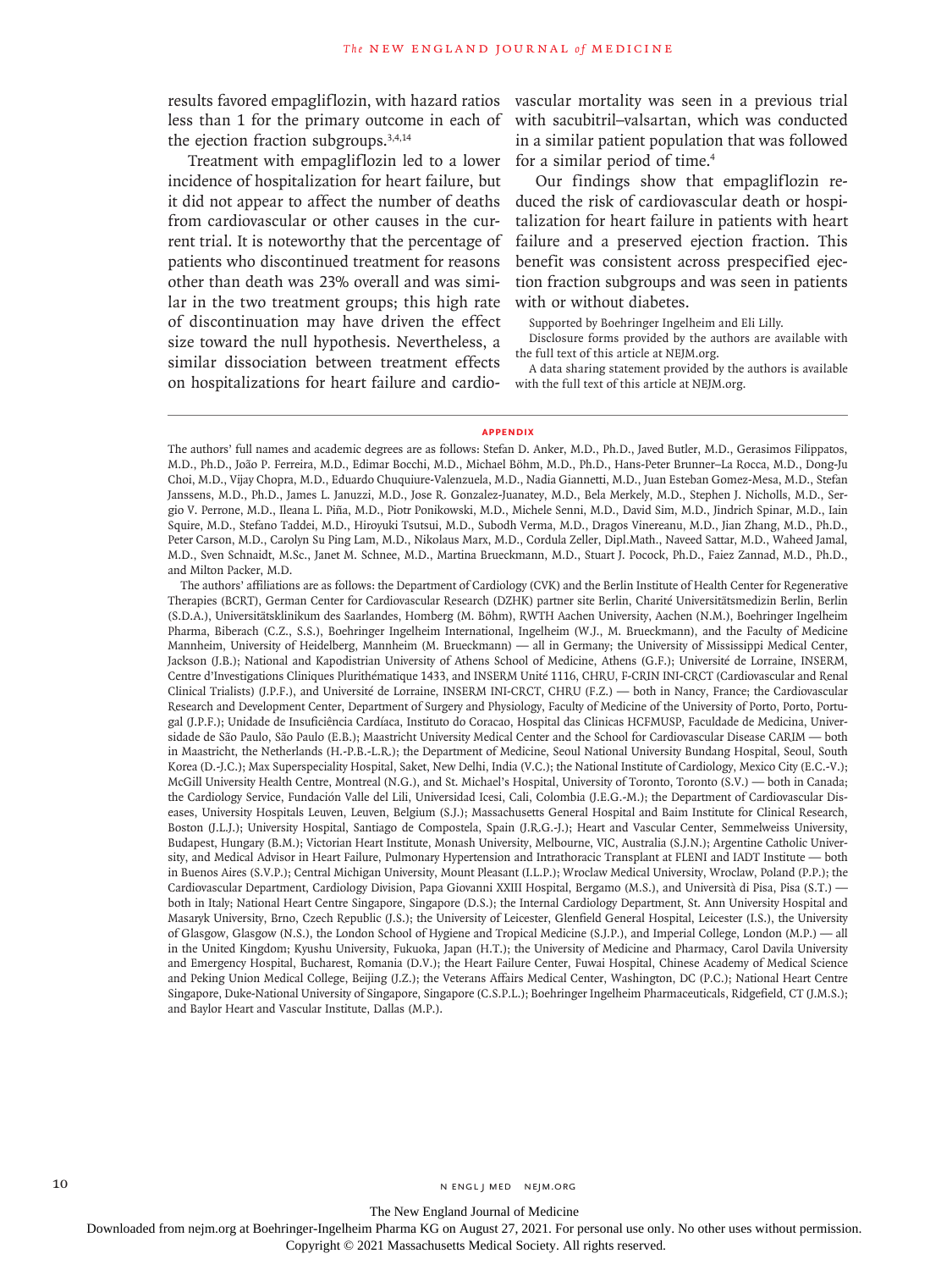results favored empagliflozin, with hazard ratios less than 1 for the primary outcome in each of the ejection fraction subgroups.[3,4,14]

Treatment with empagliflozin led to a lower incidence of hospitalization for heart failure, but it did not appear to affect the number of deaths from cardiovascular or other causes in the current trial. It is noteworthy that the percentage of patients who discontinued treatment for reasons other than death was 23% overall and was similar in the two treatment groups; this high rate of discontinuation may have driven the effect size toward the null hypothesis. Nevertheless, a similar dissociation between treatment effects on hospitalizations for heart failure and cardiovascular mortality was seen in a previous trial with sacubitril–valsartan, which was conducted in a similar patient population that was followed for a similar period of time.[4]

Our findings show that empagliflozin reduced the risk of cardiovascular death or hospitalization for heart failure in patients with heart failure and a preserved ejection fraction. This benefit was consistent across prespecified ejection fraction subgroups and was seen in patients with or without diabetes.

Supported by Boehringer Ingelheim and Eli Lilly.

Disclosure forms provided by the authors are available with the full text of this article at NEJM.org.

A data sharing statement provided by the authors is available with the full text of this article at NEJM.org.

## APPENDIX

The authors' full names and academic degrees are as follows: Stefan D. Anker, M.D., Ph.D., Javed Butler, M.D., Gerasimos Filippatos, M.D., Ph.D., João P. Ferreira, M.D., Edimar Bocchi, M.D., Michael Böhm, M.D., Ph.D., Hans-Peter Brunner–La Rocca, M.D., Dong-Ju Choi, M.D., Vijay Chopra, M.D., Eduardo Chuquiure-Valenzuela, M.D., Nadia Giannetti, M.D., Juan Esteban Gomez-Mesa, M.D., Stefan Janssens, M.D., Ph.D., James L. Januzzi, M.D., Jose R. Gonzalez-Juanatey, M.D., Bela Merkely, M.D., Stephen J. Nicholls, M.D., Sergio V. Perrone, M.D., Ileana L. Piña, M.D., Piotr Ponikowski, M.D., Michele Senni, M.D., David Sim, M.D., Jindrich Spinar, M.D., Iain Squire, M.D., Stefano Taddei, M.D., Hiroyuki Tsutsui, M.D., Subodh Verma, M.D., Dragos Vinereanu, M.D., Jian Zhang, M.D., Ph.D., Peter Carson, M.D., Carolyn Su Ping Lam, M.D., Nikolaus Marx, M.D., Cordula Zeller, Dipl.Math., Naveed Sattar, M.D., Waheed Jamal, M.D., Sven Schnaidt, M.Sc., Janet M. Schnee, M.D., Martina Brueckmann, M.D., Stuart J. Pocock, Ph.D., Faiez Zannad, M.D., Ph.D., and Milton Packer, M.D.

The authors' affiliations are as follows: the Department of Cardiology (CVK) and the Berlin Institute of Health Center for Regenerative Therapies (BCRT), German Center for Cardiovascular Research (DZHK) partner site Berlin, Charité Universitätsmedizin Berlin, Berlin (S.D.A.), Universitätsklinikum des Saarlandes, Homberg (M. Böhm), RWTH Aachen University, Aachen (N.M.), Boehringer Ingelheim Pharma, Biberach (C.Z., S.S.), Boehringer Ingelheim International, Ingelheim (W.J., M. Brueckmann), and the Faculty of Medicine Mannheim, University of Heidelberg, Mannheim (M. Brueckmann) — all in Germany; the University of Mississippi Medical Center, Jackson (J.B.); National and Kapodistrian University of Athens School of Medicine, Athens (G.F.); Université de Lorraine, INSERM, Centre d'Investigations Cliniques Plurithématique 1433, and INSERM Unité 1116, CHRU, F-CRIN INI-CRCT (Cardiovascular and Renal Clinical Trialists) (J.P.F.), and Université de Lorraine, INSERM INI-CRCT, CHRU (F.Z.) — both in Nancy, France; the Cardiovascular Research and Development Center, Department of Surgery and Physiology, Faculty of Medicine of the University of Porto, Porto, Portugal (J.P.F.); Unidade de Insuficiência Cardíaca, Instituto do Coracao, Hospital das Clinicas HCFMUSP, Faculdade de Medicina, Universidade de São Paulo, São Paulo (E.B.); Maastricht University Medical Center and the School for Cardiovascular Disease CARIM — both in Maastricht, the Netherlands (H.-P.B.-L.R.); the Department of Medicine, Seoul National University Bundang Hospital, Seoul, South Korea (D.-J.C.); Max Superspeciality Hospital, Saket, New Delhi, India (V.C.); the National Institute of Cardiology, Mexico City (E.C.-V.); McGill University Health Centre, Montreal (N.G.), and St. Michael's Hospital, University of Toronto, Toronto (S.V.) — both in Canada; the Cardiology Service, Fundación Valle del Lili, Universidad Icesi, Cali, Colombia (J.E.G.-M.); the Department of Cardiovascular Diseases, University Hospitals Leuven, Leuven, Belgium (S.J.); Massachusetts General Hospital and Baim Institute for Clinical Research, Boston (J.L.J.); University Hospital, Santiago de Compostela, Spain (J.R.G.-J.); Heart and Vascular Center, Semmelweiss University, Budapest, Hungary (B.M.); Victorian Heart Institute, Monash University, Melbourne, VIC, Australia (S.J.N.); Argentine Catholic University, and Medical Advisor in Heart Failure, Pulmonary Hypertension and Intrathoracic Transplant at FLENI and IADT Institute — both in Buenos Aires (S.V.P.); Central Michigan University, Mount Pleasant (I.L.P.); Wroclaw Medical University, Wroclaw, Poland (P.P.); the Cardiovascular Department, Cardiology Division, Papa Giovanni XXIII Hospital, Bergamo (M.S.), and Università di Pisa, Pisa (S.T.) — both in Italy; National Heart Centre Singapore, Singapore (D.S.); the Internal Cardiology Department, St. Ann University Hospital and Masaryk University, Brno, Czech Republic (J.S.); the University of Leicester, Glenfield General Hospital, Leicester (I.S.), the University of Glasgow, Glasgow (N.S.), the London School of Hygiene and Tropical Medicine (S.J.P.), and Imperial College, London (M.P.) — all in the United Kingdom; Kyushu University, Fukuoka, Japan (H.T.); the University of Medicine and Pharmacy, Carol Davila University and Emergency Hospital, Bucharest, Romania (D.V.); the Heart Failure Center, Fuwai Hospital, Chinese Academy of Medical Science and Peking Union Medical College, Beijing (J.Z.); the Veterans Affairs Medical Center, Washington, DC (P.C.); National Heart Centre Singapore, Duke-National University of Singapore, Singapore (C.S.P.L.); Boehringer Ingelheim Pharmaceuticals, Ridgefield, CT (J.M.S.); and Baylor Heart and Vascular Institute, Dallas (M.P.).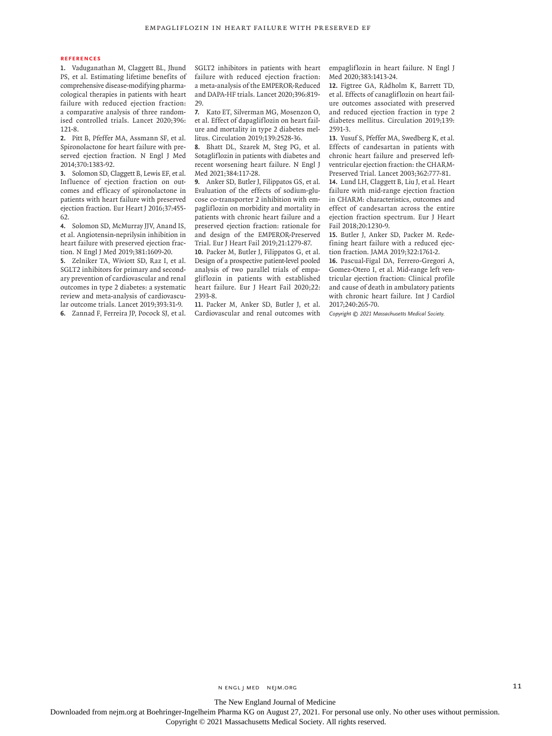## References

1. Vaduganathan M, Claggett BL, Jhund PS, et al. Estimating lifetime benefits of comprehensive disease-modifying pharmacological therapies in patients with heart failure with reduced ejection fraction: a comparative analysis of three randomised controlled trials. Lancet 2020;396:121-8.
2. Pitt B, Pfeffer MA, Assmann SF, et al. Spironolactone for heart failure with preserved ejection fraction. N Engl J Med 2014;370:1383-92.
3. Solomon SD, Claggett B, Lewis EF, et al. Influence of ejection fraction on outcomes and efficacy of spironolactone in patients with heart failure with preserved ejection fraction. Eur Heart J 2016;37:455-62.
4. Solomon SD, McMurray JJV, Anand IS, et al. Angiotensin-neprilysin inhibition in heart failure with preserved ejection fraction. N Engl J Med 2019;381:1609-20.
5. Zelniker TA, Wiviott SD, Raz I, et al. SGLT2 inhibitors for primary and secondary prevention of cardiovascular and renal outcomes in type 2 diabetes: a systematic review and meta-analysis of cardiovascular outcome trials. Lancet 2019;393:31-9.
6. Zannad F, Ferreira JP, Pocock SJ, et al. SGLT2 inhibitors in patients with heart failure with reduced ejection fraction: a meta-analysis of the EMPEROR-Reduced and DAPA-HF trials. Lancet 2020;396:819-29.
7. Kato ET, Silverman MG, Mosenzon O, et al. Effect of dapagliflozin on heart failure and mortality in type 2 diabetes mellitus. Circulation 2019;139:2528-36.
8. Bhatt DL, Szarek M, Steg PG, et al. Sotagliflozin in patients with diabetes and recent worsening heart failure. N Engl J Med 2021;384:117-28.
9. Anker SD, Butler J, Filippatos GS, et al. Evaluation of the effects of sodium-glucose co-transporter 2 inhibition with empagliflozin on morbidity and mortality in patients with chronic heart failure and a preserved ejection fraction: rationale for and design of the EMPEROR-Preserved Trial. Eur J Heart Fail 2019;21:1279-87.
10. Packer M, Butler J, Filippatos G, et al. Design of a prospective patient-level pooled analysis of two parallel trials of empagliflozin in patients with established heart failure. Eur J Heart Fail 2020;22:2393-8.
11. Packer M, Anker SD, Butler J, et al. Cardiovascular and renal outcomes with empagliflozin in heart failure. N Engl J Med 2020;383:1413-24.
12. Figtree GA, Rådholm K, Barrett TD, et al. Effects of canagliflozin on heart failure outcomes associated with preserved and reduced ejection fraction in type 2 diabetes mellitus. Circulation 2019;139:2591-3.
13. Yusuf S, Pfeffer MA, Swedberg K, et al. Effects of candesartan in patients with chronic heart failure and preserved left-ventricular ejection fraction: the CHARM-Preserved Trial. Lancet 2003;362:777-81.
14. Lund LH, Claggett B, Liu J, et al. Heart failure with mid-range ejection fraction in CHARM: characteristics, outcomes and effect of candesartan across the entire ejection fraction spectrum. Eur J Heart Fail 2018;20:1230-9.
15. Butler J, Anker SD, Packer M. Redefining heart failure with a reduced ejection fraction. JAMA 2019;322:1761-2.
16. Pascual-Figal DA, Ferrero-Gregori A, Gomez-Otero I, et al. Mid-range left ventricular ejection fraction: Clinical profile and cause of death in ambulatory patients with chronic heart failure. Int J Cardiol 2017;240:265-70.

*Copyright © 2021 Massachusetts Medical Society.*